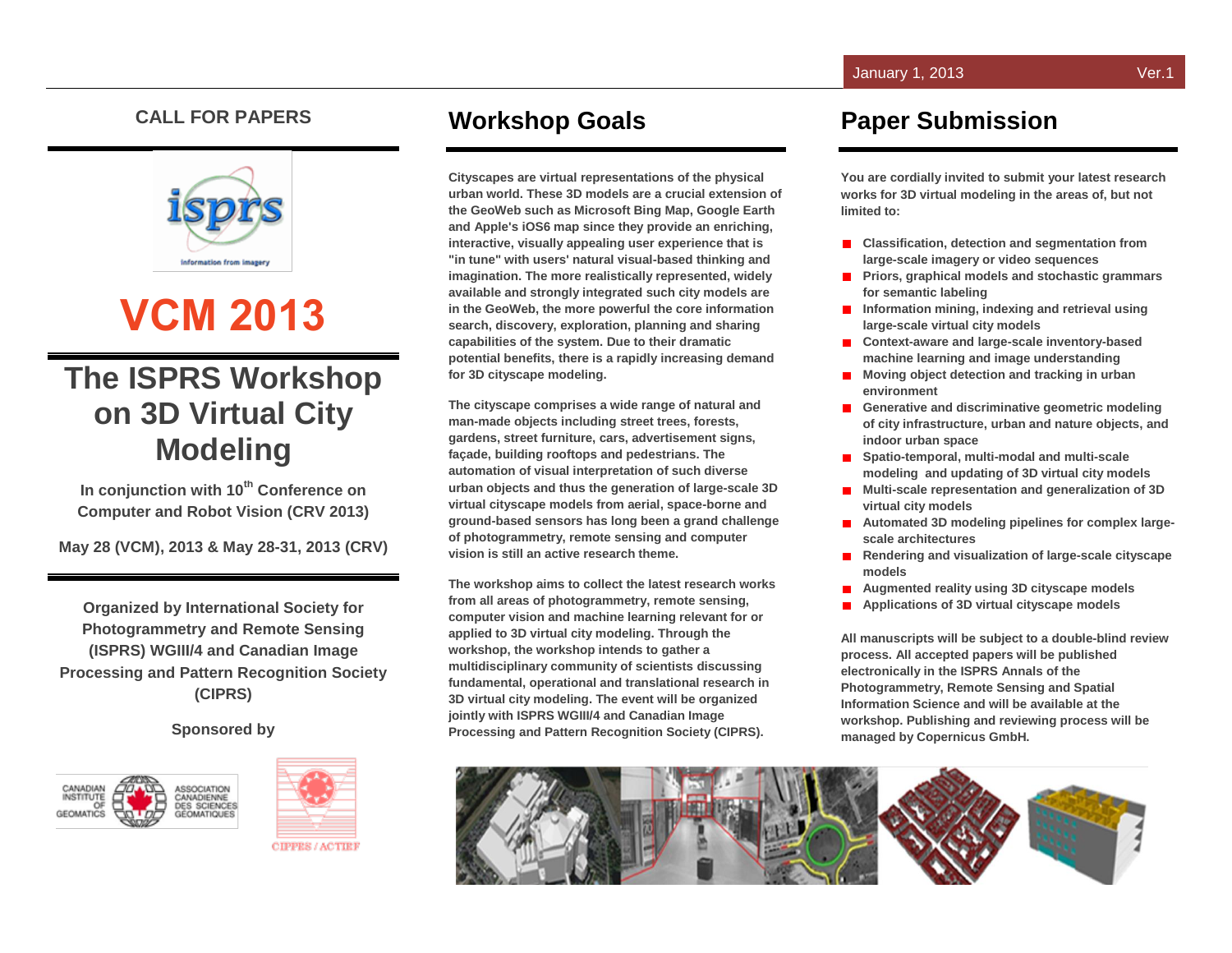January 1, 2013 Ver.1

**CALL FOR PAPERS**

# VCM 2013

## The ISPRS Workshop on 3D Virtual City Modeling

In conjunction with 10th Conference on Computer and Robot Vision (CRV 2013)

May 28 (VCM), 2013 & May 28-31, 2013 (CRV)

Organized by International Society for Photogrammetry and Remote Sensing (ISPRS) WGIII/4 and Canadian Image Processing and Pattern Recognition Society (CIPRS)

Sponsored by

## Workshop Goals

Cityscapes are virtual representations of the physical urban world. These 3D models are a crucial extension of the GeoWeb such as Microsoft Bing Map, Google Earth and Apple's iOS6 map since they provide an enriching, interactive, visually appealing user experience that is "in tune" with users' natural visual-based thinking and imagination. The more realistically represented, the more widely available and strongly integrated such city models are in the GeoWeb, the more powerful the core information search, discovery, exploration, planning and sharing capabilities of the system. Due to their dramatic potential benefits, there is a rapidly increasing demand for 3D cityscape modeling.

The cityscape comprises a wide range of natural and man-made objects including street trees, forests, gardens, street furniture, cars, advertisement signs, façade, building rooftops and pedestrians. The automation of visual interpretation of such diverse urban objects and thus the generation of large-scale 3D virtual cityscape models from aerial, space-borne and ground-based sensors has long been a grand challenge of photogrammetry, remote sensing and computer vision is still an active research theme.

The workshop aims to collect the latest research works from all areas of photogrammetry, remote sensing, computer vision and machine learning relevant for or applied to 3D virtual city modeling. Through the workshop, the workshop intends to gather a multidisciplinary community of scientists discussing fundamental, operational and translational research in 3D virtual city modeling. The event will be organized jointly with ISPRS WGIII/4 and Canadian Image Processing and Pattern Recognition Society (CIPRS).

## Paper Submission

You are cordially invited to submit your latest research works for 3D virtual modeling in the areas of, but not limited to:

- Classification, detection and segmentation from large-scale imagery or video sequences
- Priors, graphical models and stochastic grammars for semantic labeling
- Information mining, indexing and retrieval using large-scale virtual city models
- Context-aware and large-scale inventory-based machine learning and image understanding
- Moving object detection and tracking in urban environment
- Generative and discriminative geometric modeling of city infrastructure, urban and nature objects, and indoor urban space
- Spatio-temporal, multi-modal and multi-scale modeling and updating of 3D virtual city models
- Multi-scale representation and generalization of 3D virtual city models
- Automated 3D modeling pipelines for complex large-scale architectures
- Rendering and visualization of large-scale cityscape models
- Augmented reality using 3D cityscape models
- Applications of 3D virtual cityscape models

All manuscripts will be subject to a double-blind review process. All accepted papers will be published electronically in the ISPRS Annals of the Photogrammetry, Remote Sensing and Spatial Information Science and will be available at the workshop. Publishing and reviewing process will be managed by Copernicus GmbH.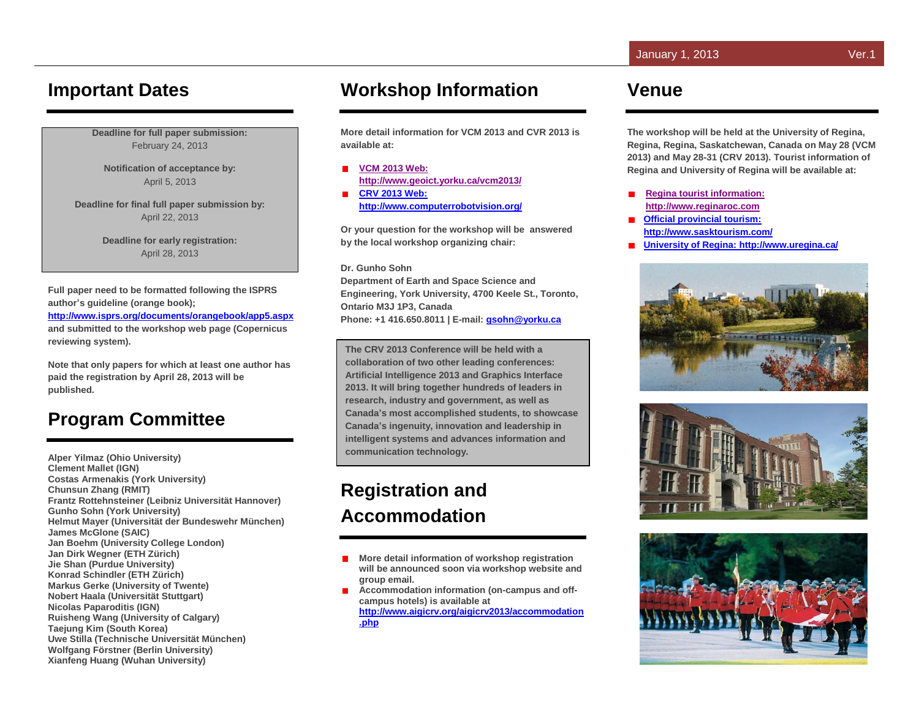# Important Dates

**Deadline for full paper submission:**
February 24, 2013

**Notification of acceptance by:**
April 5, 2013

**Deadline for final full paper submission by:**
April 22, 2013

**Deadline for early registration:**
April 28, 2013

**Full paper need to be formatted following the ISPRS author's guideline (orange book); http://www.isprs.org/documents/orangebook/app5.aspx and submitted to the workshop web page (Copernicus reviewing system).**

**Note that only papers for which at least one author has paid the registration by April 28, 2013 will be published.**

# Program Committee

**Alper Yilmaz (Ohio University)**
**Clement Mallet (IGN)**
**Costas Armenakis (York University)**
**Chunsun Zhang (RMIT)**
**Frantz Rottehnsteiner (Leibniz Universität Hannover)**
**Gunho Sohn (York University)**
**Helmut Mayer (Universität der Bundeswehr München)**
**James McGlone (SAIC)**
**Jan Boehm (University College London)**
**Jan Dirk Wegner (ETH Zürich)**
**Jie Shan (Purdue University)**
**Konrad Schindler (ETH Zürich)**
**Markus Gerke (University of Twente)**
**Nobert Haala (Universität Stuttgart)**
**Nicolas Paparoditis (IGN)**
**Ruisheng Wang (University of Calgary)**
**Taejung Kim (South Korea)**
**Uwe Stilla (Technische Universität München)**
**Wolfgang Förstner (Berlin University)**
**Xianfeng Huang (Wuhan University)**

# Workshop Information

**More detail information for VCM 2013 and CVR 2013 is available at:**

- **VCM 2013 Web: http://www.geoict.yorku.ca/vcm2013/**
- **CRV 2013 Web: http://www.computerrobotvision.org/**

**Or your question for the workshop will be answered by the local workshop organizing chair:**

**Dr. Gunho Sohn**
**Department of Earth and Space Science and Engineering, York University, 4700 Keele St., Toronto, Ontario M3J 1P3, Canada**
**Phone: +1 416.650.8011 | E-mail: gsohn@yorku.ca**

**The CRV 2013 Conference will be held with a collaboration of two other leading conferences: Artificial Intelligence 2013 and Graphics Interface 2013. It will bring together hundreds of leaders in research, industry and government, as well as Canada's most accomplished students, to showcase Canada's ingenuity, innovation and leadership in intelligent systems and advances information and communication technology.**

# Registration and Accommodation

- **More detail information of workshop registration will be announced soon via workshop website and group email.**
- **Accommodation information (on-campus and off-campus hotels) is available at http://www.aigicrv.org/aigicrv2013/accommodation.php**

# Venue

**The workshop will be held at the University of Regina, Regina, Regina, Saskatchewan, Canada on May 28 (VCM 2013) and May 28-31 (CRV 2013). Tourist information of Regina and University of Regina will be available at:**

- **Regina tourist information: http://www.reginaroc.com**
- **Official provincial tourism: http://www.sasktourism.com/**
- **University of Regina: http://www.uregina.ca/**